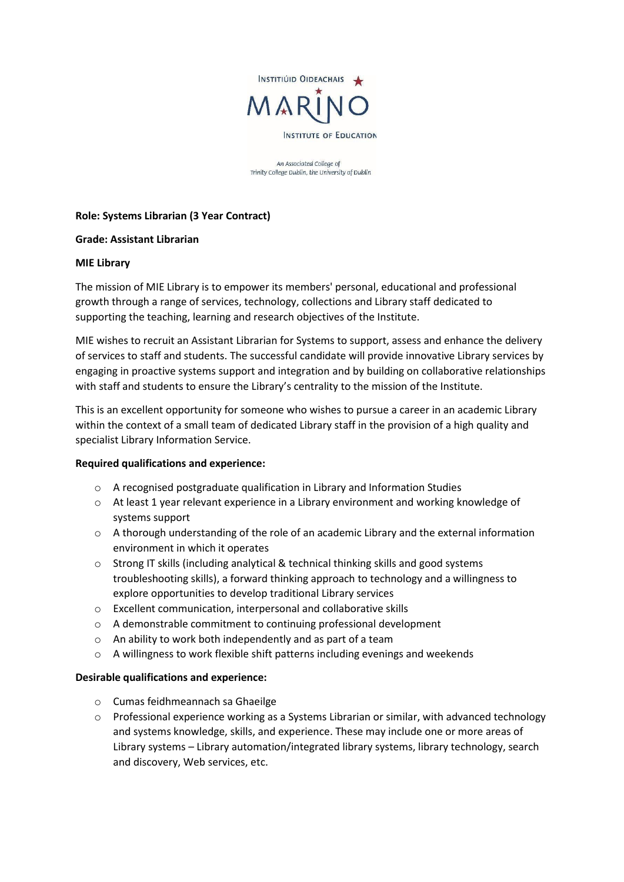Institiúid Oideachais

MARINO

Institute of Education

An Associated College of Trinity College Dublin, the University of Dublin

**Role: Systems Librarian (3 Year Contract)**

**Grade: Assistant Librarian**

**MIE Library**

The mission of MIE Library is to empower its members' personal, educational and professional growth through a range of services, technology, collections and Library staff dedicated to supporting the teaching, learning and research objectives of the Institute.

MIE wishes to recruit an Assistant Librarian for Systems to support, assess and enhance the delivery of services to staff and students. The successful candidate will provide innovative Library services by engaging in proactive systems support and integration and by building on collaborative relationships with staff and students to ensure the Library's centrality to the mission of the Institute.

This is an excellent opportunity for someone who wishes to pursue a career in an academic Library within the context of a small team of dedicated Library staff in the provision of a high quality and specialist Library Information Service.

**Required qualifications and experience:**

- A recognised postgraduate qualification in Library and Information Studies
- At least 1 year relevant experience in a Library environment and working knowledge of systems support
- A thorough understanding of the role of an academic Library and the external information environment in which it operates
- Strong IT skills (including analytical & technical thinking skills and good systems troubleshooting skills), a forward thinking approach to technology and a willingness to explore opportunities to develop traditional Library services
- Excellent communication, interpersonal and collaborative skills
- A demonstrable commitment to continuing professional development
- An ability to work both independently and as part of a team
- A willingness to work flexible shift patterns including evenings and weekends

**Desirable qualifications and experience:**

- Cumas feidhmeannach sa Ghaeilge
- Professional experience working as a Systems Librarian or similar, with advanced technology and systems knowledge, skills, and experience. These may include one or more areas of Library systems – Library automation/integrated library systems, library technology, search and discovery, Web services, etc.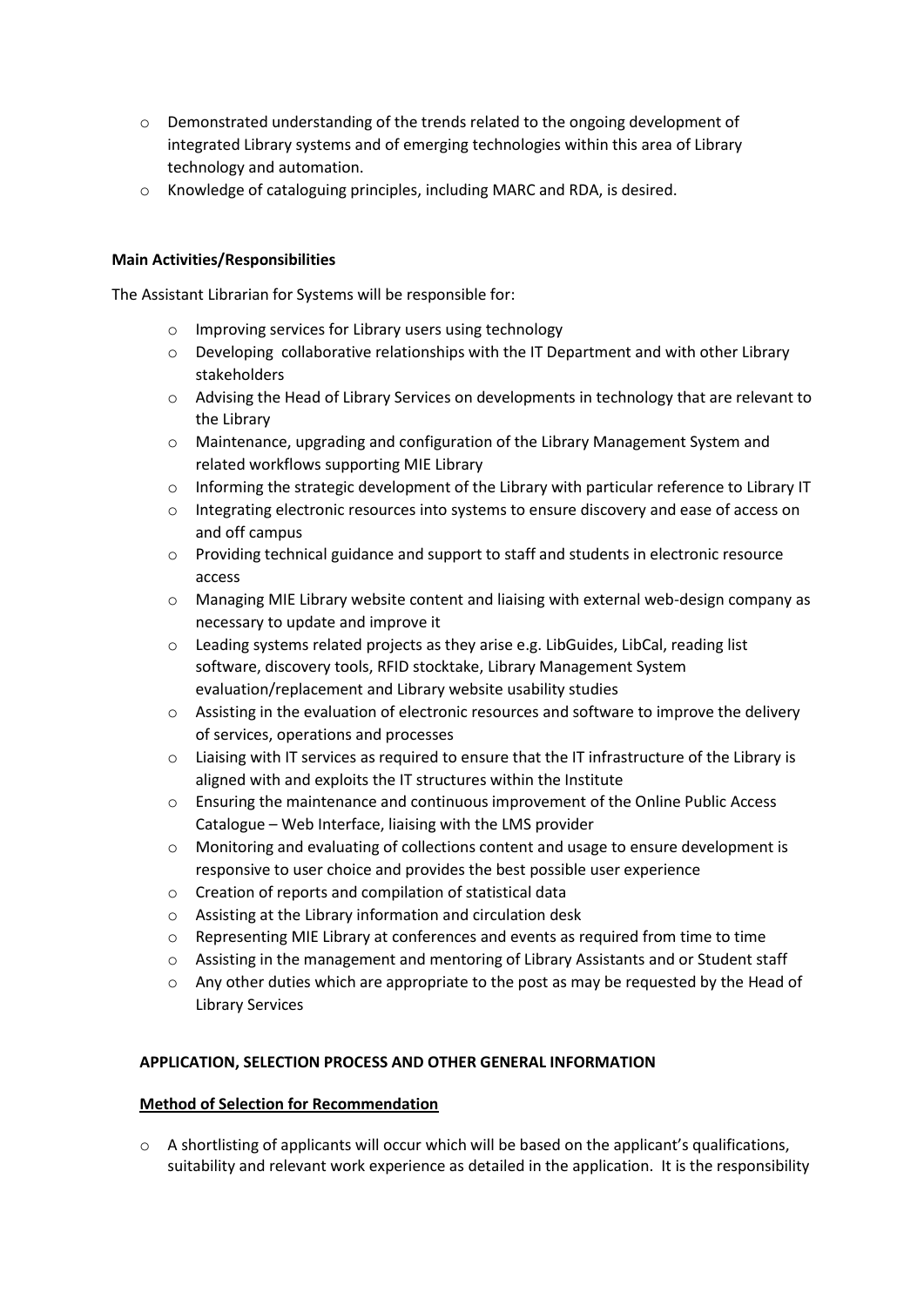- Demonstrated understanding of the trends related to the ongoing development of integrated Library systems and of emerging technologies within this area of Library technology and automation.
- Knowledge of cataloguing principles, including MARC and RDA, is desired.

**Main Activities/Responsibilities**

The Assistant Librarian for Systems will be responsible for:

- Improving services for Library users using technology
- Developing collaborative relationships with the IT Department and with other Library stakeholders
- Advising the Head of Library Services on developments in technology that are relevant to the Library
- Maintenance, upgrading and configuration of the Library Management System and related workflows supporting MIE Library
- Informing the strategic development of the Library with particular reference to Library IT
- Integrating electronic resources into systems to ensure discovery and ease of access on and off campus
- Providing technical guidance and support to staff and students in electronic resource access
- Managing MIE Library website content and liaising with external web-design company as necessary to update and improve it
- Leading systems related projects as they arise e.g. LibGuides, LibCal, reading list software, discovery tools, RFID stocktake, Library Management System evaluation/replacement and Library website usability studies
- Assisting in the evaluation of electronic resources and software to improve the delivery of services, operations and processes
- Liaising with IT services as required to ensure that the IT infrastructure of the Library is aligned with and exploits the IT structures within the Institute
- Ensuring the maintenance and continuous improvement of the Online Public Access Catalogue – Web Interface, liaising with the LMS provider
- Monitoring and evaluating of collections content and usage to ensure development is responsive to user choice and provides the best possible user experience
- Creation of reports and compilation of statistical data
- Assisting at the Library information and circulation desk
- Representing MIE Library at conferences and events as required from time to time
- Assisting in the management and mentoring of Library Assistants and or Student staff
- Any other duties which are appropriate to the post as may be requested by the Head of Library Services

**APPLICATION, SELECTION PROCESS AND OTHER GENERAL INFORMATION**

**Method of Selection for Recommendation**

- A shortlisting of applicants will occur which will be based on the applicant's qualifications, suitability and relevant work experience as detailed in the application. It is the responsibility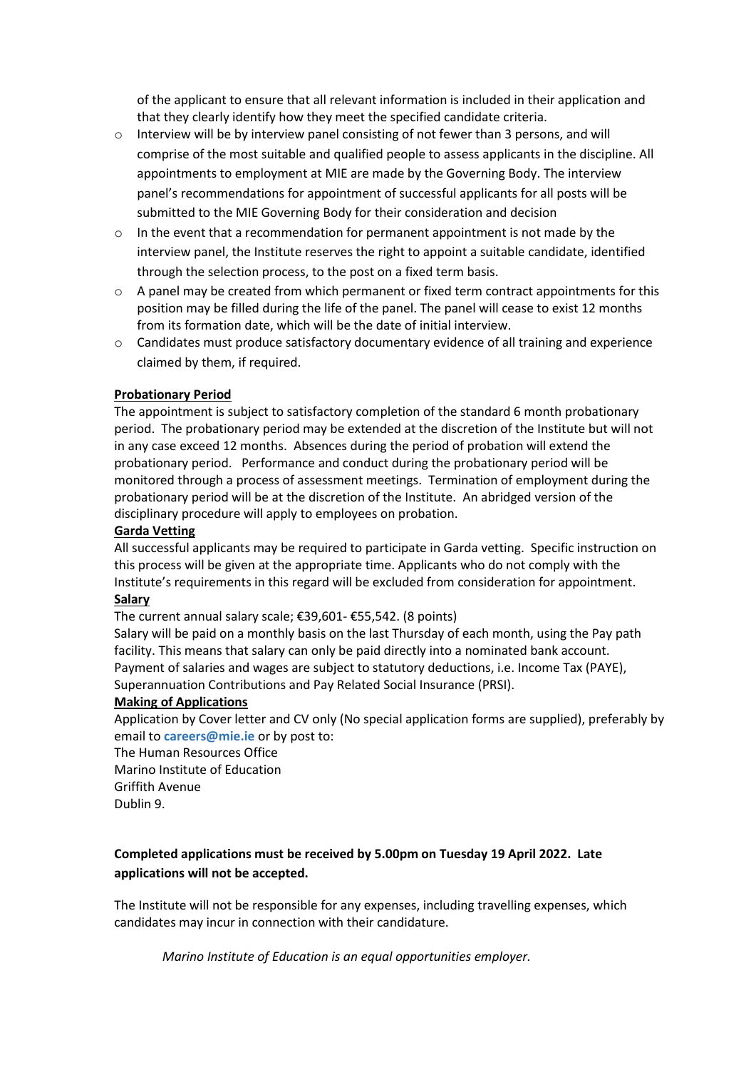of the applicant to ensure that all relevant information is included in their application and that they clearly identify how they meet the specified candidate criteria.

- Interview will be by interview panel consisting of not fewer than 3 persons, and will comprise of the most suitable and qualified people to assess applicants in the discipline. All appointments to employment at MIE are made by the Governing Body. The interview panel's recommendations for appointment of successful applicants for all posts will be submitted to the MIE Governing Body for their consideration and decision
- In the event that a recommendation for permanent appointment is not made by the interview panel, the Institute reserves the right to appoint a suitable candidate, identified through the selection process, to the post on a fixed term basis.
- A panel may be created from which permanent or fixed term contract appointments for this position may be filled during the life of the panel. The panel will cease to exist 12 months from its formation date, which will be the date of initial interview.
- Candidates must produce satisfactory documentary evidence of all training and experience claimed by them, if required.

**Probationary Period**

The appointment is subject to satisfactory completion of the standard 6 month probationary period. The probationary period may be extended at the discretion of the Institute but will not in any case exceed 12 months. Absences during the period of probation will extend the probationary period. Performance and conduct during the probationary period will be monitored through a process of assessment meetings. Termination of employment during the probationary period will be at the discretion of the Institute. An abridged version of the disciplinary procedure will apply to employees on probation.

**Garda Vetting**

All successful applicants may be required to participate in Garda vetting. Specific instruction on this process will be given at the appropriate time. Applicants who do not comply with the Institute's requirements in this regard will be excluded from consideration for appointment.

**Salary**

The current annual salary scale; €39,601- €55,542. (8 points)

Salary will be paid on a monthly basis on the last Thursday of each month, using the Pay path facility. This means that salary can only be paid directly into a nominated bank account. Payment of salaries and wages are subject to statutory deductions, i.e. Income Tax (PAYE), Superannuation Contributions and Pay Related Social Insurance (PRSI).

**Making of Applications**

Application by Cover letter and CV only (No special application forms are supplied), preferably by email to **careers@mie.ie** or by post to:

The Human Resources Office
Marino Institute of Education
Griffith Avenue
Dublin 9.

**Completed applications must be received by 5.00pm on Tuesday 19 April 2022. Late applications will not be accepted.**

The Institute will not be responsible for any expenses, including travelling expenses, which candidates may incur in connection with their candidature.

*Marino Institute of Education is an equal opportunities employer.*